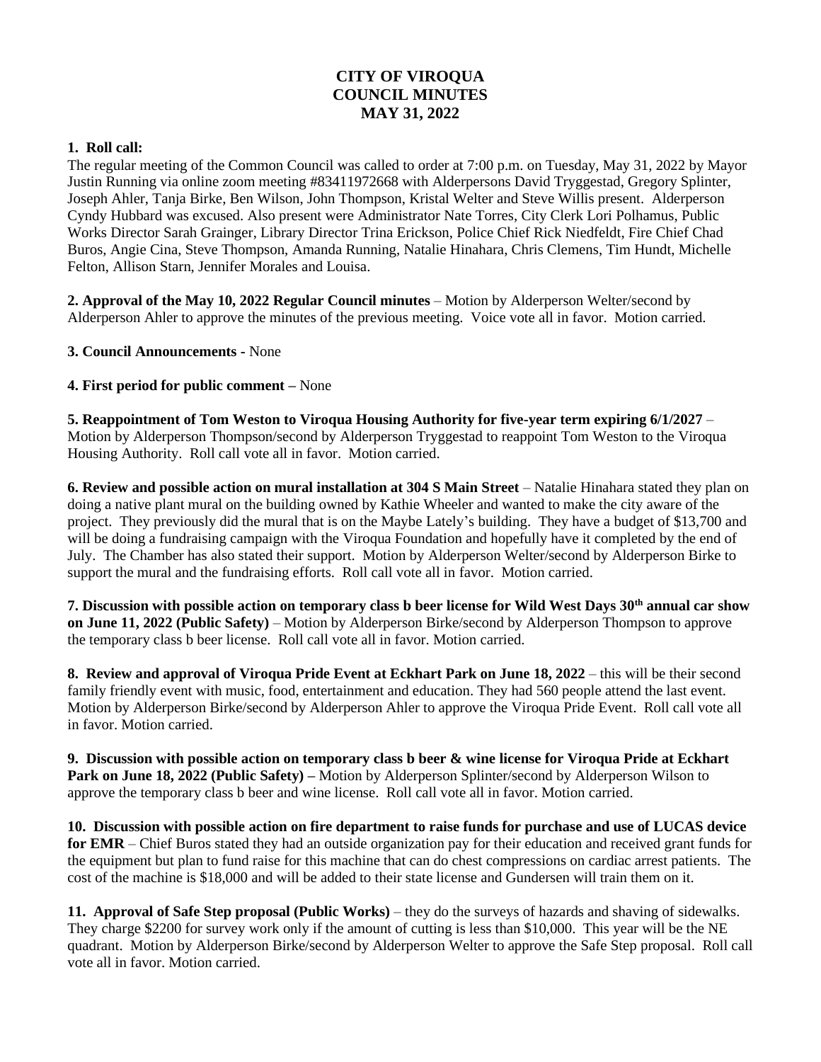# CITY OF VIROQUA
# COUNCIL MINUTES
# MAY 31, 2022

**1. Roll call:**

The regular meeting of the Common Council was called to order at 7:00 p.m. on Tuesday, May 31, 2022 by Mayor Justin Running via online zoom meeting #83411972668 with Alderpersons David Tryggestad, Gregory Splinter, Joseph Ahler, Tanja Birke, Ben Wilson, John Thompson, Kristal Welter and Steve Willis present. Alderperson Cyndy Hubbard was excused. Also present were Administrator Nate Torres, City Clerk Lori Polhamus, Public Works Director Sarah Grainger, Library Director Trina Erickson, Police Chief Rick Niedfeldt, Fire Chief Chad Buros, Angie Cina, Steve Thompson, Amanda Running, Natalie Hinahara, Chris Clemens, Tim Hundt, Michelle Felton, Allison Starn, Jennifer Morales and Louisa.

**2. Approval of the May 10, 2022 Regular Council minutes** – Motion by Alderperson Welter/second by Alderperson Ahler to approve the minutes of the previous meeting. Voice vote all in favor. Motion carried.

**3. Council Announcements -** None

**4. First period for public comment –** None

**5. Reappointment of Tom Weston to Viroqua Housing Authority for five-year term expiring 6/1/2027** – Motion by Alderperson Thompson/second by Alderperson Tryggestad to reappoint Tom Weston to the Viroqua Housing Authority. Roll call vote all in favor. Motion carried.

**6. Review and possible action on mural installation at 304 S Main Street** – Natalie Hinahara stated they plan on doing a native plant mural on the building owned by Kathie Wheeler and wanted to make the city aware of the project. They previously did the mural that is on the Maybe Lately's building. They have a budget of $13,700 and will be doing a fundraising campaign with the Viroqua Foundation and hopefully have it completed by the end of July. The Chamber has also stated their support. Motion by Alderperson Welter/second by Alderperson Birke to support the mural and the fundraising efforts. Roll call vote all in favor. Motion carried.

**7. Discussion with possible action on temporary class b beer license for Wild West Days 30th annual car show on June 11, 2022 (Public Safety)** – Motion by Alderperson Birke/second by Alderperson Thompson to approve the temporary class b beer license. Roll call vote all in favor. Motion carried.

**8. Review and approval of Viroqua Pride Event at Eckhart Park on June 18, 2022** – this will be their second family friendly event with music, food, entertainment and education. They had 560 people attend the last event. Motion by Alderperson Birke/second by Alderperson Ahler to approve the Viroqua Pride Event. Roll call vote all in favor. Motion carried.

**9. Discussion with possible action on temporary class b beer & wine license for Viroqua Pride at Eckhart Park on June 18, 2022 (Public Safety) –** Motion by Alderperson Splinter/second by Alderperson Wilson to approve the temporary class b beer and wine license. Roll call vote all in favor. Motion carried.

**10. Discussion with possible action on fire department to raise funds for purchase and use of LUCAS device for EMR** – Chief Buros stated they had an outside organization pay for their education and received grant funds for the equipment but plan to fund raise for this machine that can do chest compressions on cardiac arrest patients. The cost of the machine is $18,000 and will be added to their state license and Gundersen will train them on it.

**11. Approval of Safe Step proposal (Public Works)** – they do the surveys of hazards and shaving of sidewalks. They charge $2200 for survey work only if the amount of cutting is less than $10,000. This year will be the NE quadrant. Motion by Alderperson Birke/second by Alderperson Welter to approve the Safe Step proposal. Roll call vote all in favor. Motion carried.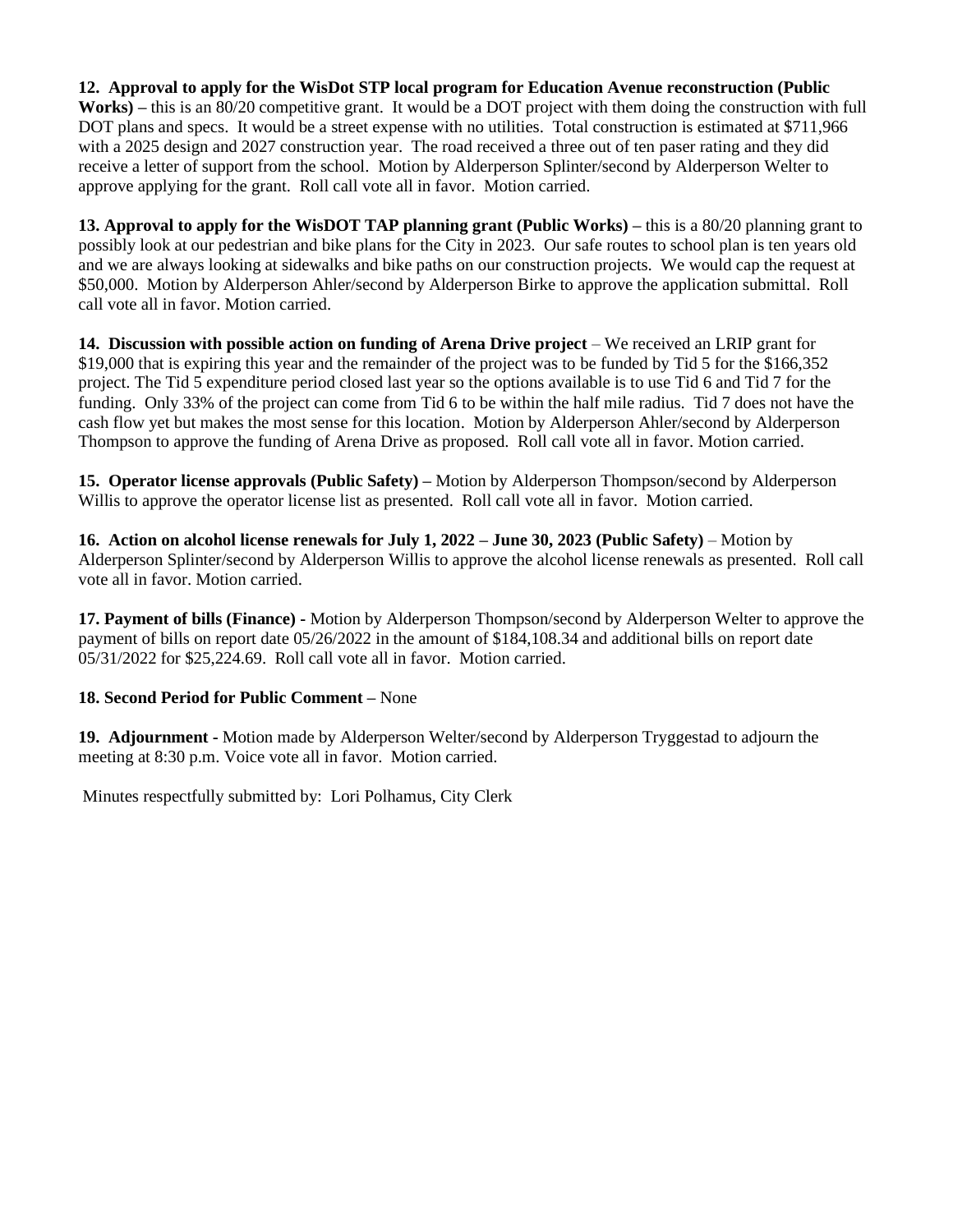**12. Approval to apply for the WisDot STP local program for Education Avenue reconstruction (Public Works) –** this is an 80/20 competitive grant. It would be a DOT project with them doing the construction with full DOT plans and specs. It would be a street expense with no utilities. Total construction is estimated at $711,966 with a 2025 design and 2027 construction year. The road received a three out of ten paser rating and they did receive a letter of support from the school. Motion by Alderperson Splinter/second by Alderperson Welter to approve applying for the grant. Roll call vote all in favor. Motion carried.

**13. Approval to apply for the WisDOT TAP planning grant (Public Works) –** this is a 80/20 planning grant to possibly look at our pedestrian and bike plans for the City in 2023. Our safe routes to school plan is ten years old and we are always looking at sidewalks and bike paths on our construction projects. We would cap the request at $50,000. Motion by Alderperson Ahler/second by Alderperson Birke to approve the application submittal. Roll call vote all in favor. Motion carried.

**14. Discussion with possible action on funding of Arena Drive project** – We received an LRIP grant for $19,000 that is expiring this year and the remainder of the project was to be funded by Tid 5 for the $166,352 project. The Tid 5 expenditure period closed last year so the options available is to use Tid 6 and Tid 7 for the funding. Only 33% of the project can come from Tid 6 to be within the half mile radius. Tid 7 does not have the cash flow yet but makes the most sense for this location. Motion by Alderperson Ahler/second by Alderperson Thompson to approve the funding of Arena Drive as proposed. Roll call vote all in favor. Motion carried.

**15. Operator license approvals (Public Safety) –** Motion by Alderperson Thompson/second by Alderperson Willis to approve the operator license list as presented. Roll call vote all in favor. Motion carried.

**16. Action on alcohol license renewals for July 1, 2022 – June 30, 2023 (Public Safety)** – Motion by Alderperson Splinter/second by Alderperson Willis to approve the alcohol license renewals as presented. Roll call vote all in favor. Motion carried.

**17. Payment of bills (Finance) -** Motion by Alderperson Thompson/second by Alderperson Welter to approve the payment of bills on report date 05/26/2022 in the amount of $184,108.34 and additional bills on report date 05/31/2022 for $25,224.69. Roll call vote all in favor. Motion carried.

**18. Second Period for Public Comment –** None

**19. Adjournment -** Motion made by Alderperson Welter/second by Alderperson Tryggestad to adjourn the meeting at 8:30 p.m. Voice vote all in favor. Motion carried.

Minutes respectfully submitted by: Lori Polhamus, City Clerk